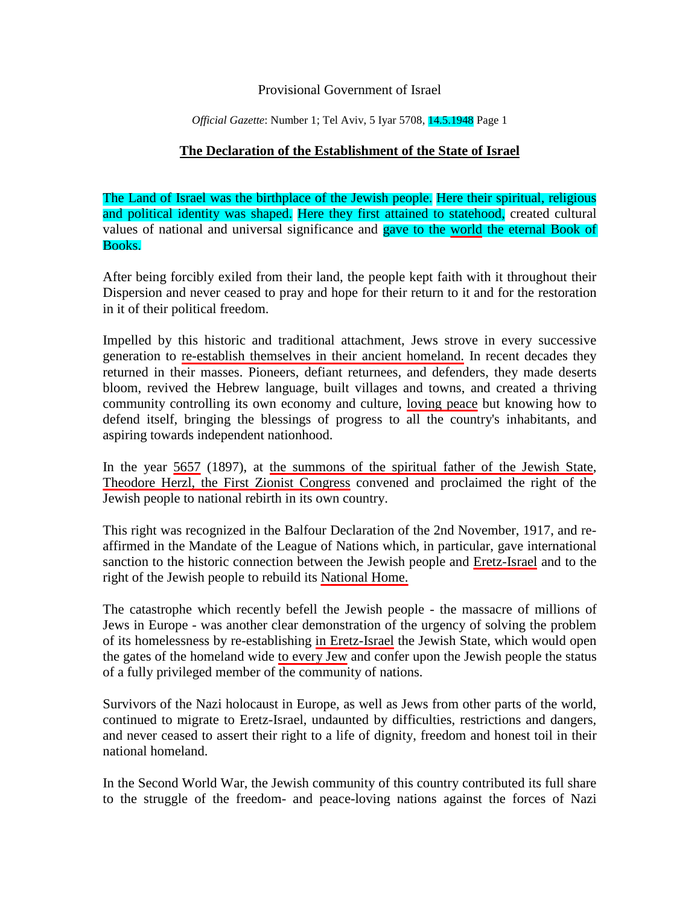Provisional Government of Israel

*Official Gazette*: Number 1; Tel Aviv, 5 Iyar 5708, 14.5.1948 Page 1

## **The Declaration of the Establishment of the State of Israel**

The Land of Israel was the birthplace of the Jewish people. Here their spiritual, religious and political identity was shaped. Here they first attained to statehood, created cultural values of national and universal significance and gave to the world the eternal Book of Books.

After being forcibly exiled from their land, the people kept faith with it throughout their Dispersion and never ceased to pray and hope for their return to it and for the restoration in it of their political freedom.

Impelled by this historic and traditional attachment, Jews strove in every successive generation to re-establish themselves in their ancient homeland. In recent decades they returned in their masses. Pioneers, defiant returnees, and defenders, they made deserts bloom, revived the Hebrew language, built villages and towns, and created a thriving community controlling its own economy and culture, loving peace but knowing how to defend itself, bringing the blessings of progress to all the country's inhabitants, and aspiring towards independent nationhood.

In the year 5657 (1897), at the summons of the spiritual father of the Jewish State, Theodore Herzl, the First Zionist Congress convened and proclaimed the right of the Jewish people to national rebirth in its own country.

This right was recognized in the Balfour Declaration of the 2nd November, 1917, and re-affirmed in the Mandate of the League of Nations which, in particular, gave international sanction to the historic connection between the Jewish people and Eretz-Israel and to the right of the Jewish people to rebuild its National Home.

The catastrophe which recently befell the Jewish people - the massacre of millions of Jews in Europe - was another clear demonstration of the urgency of solving the problem of its homelessness by re-establishing in Eretz-Israel the Jewish State, which would open the gates of the homeland wide to every Jew and confer upon the Jewish people the status of a fully privileged member of the community of nations.

Survivors of the Nazi holocaust in Europe, as well as Jews from other parts of the world, continued to migrate to Eretz-Israel, undaunted by difficulties, restrictions and dangers, and never ceased to assert their right to a life of dignity, freedom and honest toil in their national homeland.

In the Second World War, the Jewish community of this country contributed its full share to the struggle of the freedom- and peace-loving nations against the forces of Nazi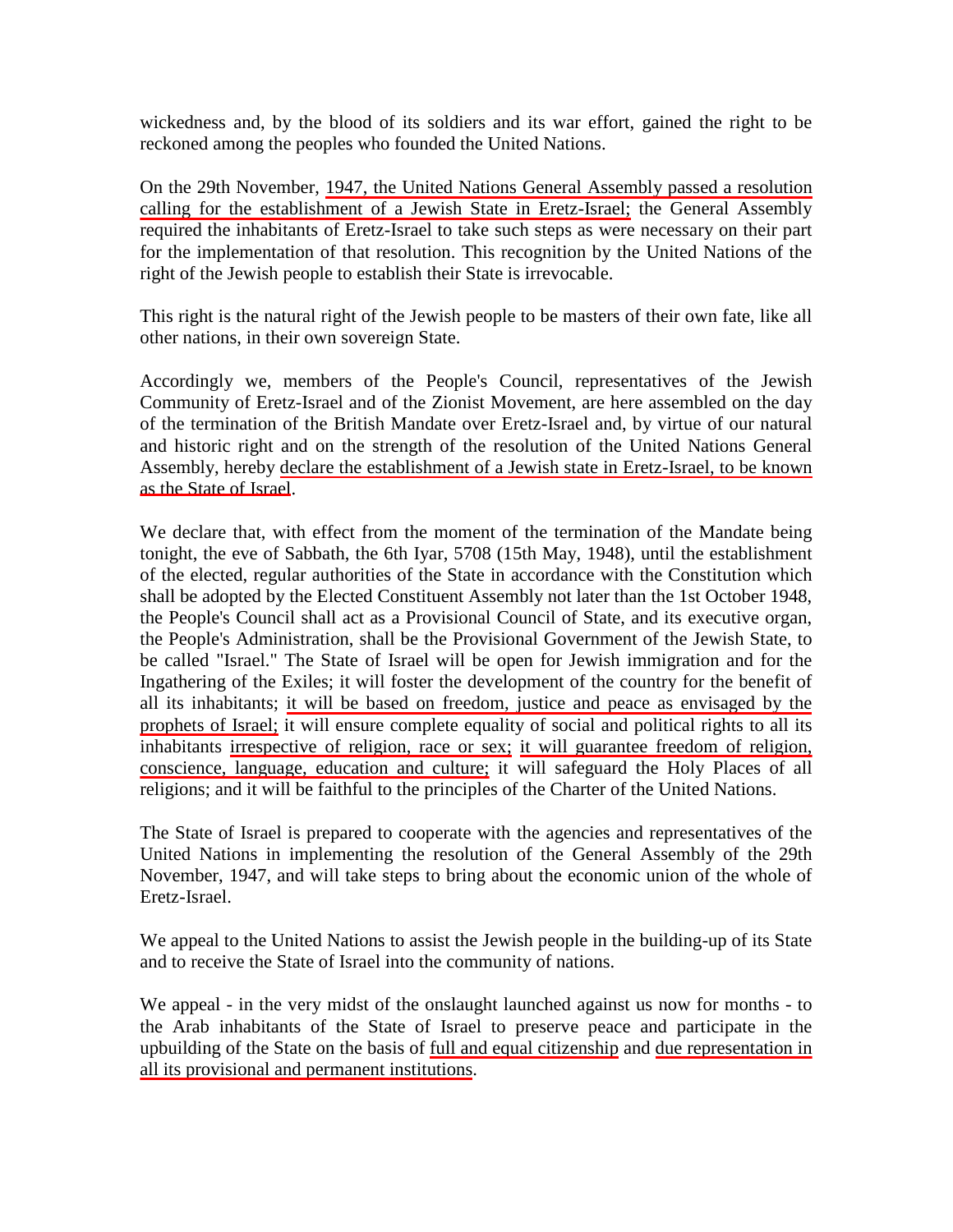wickedness and, by the blood of its soldiers and its war effort, gained the right to be reckoned among the peoples who founded the United Nations.

On the 29th November, 1947, the United Nations General Assembly passed a resolution calling for the establishment of a Jewish State in Eretz-Israel; the General Assembly required the inhabitants of Eretz-Israel to take such steps as were necessary on their part for the implementation of that resolution. This recognition by the United Nations of the right of the Jewish people to establish their State is irrevocable.

This right is the natural right of the Jewish people to be masters of their own fate, like all other nations, in their own sovereign State.

Accordingly we, members of the People's Council, representatives of the Jewish Community of Eretz-Israel and of the Zionist Movement, are here assembled on the day of the termination of the British Mandate over Eretz-Israel and, by virtue of our natural and historic right and on the strength of the resolution of the United Nations General Assembly, hereby declare the establishment of a Jewish state in Eretz-Israel, to be known as the State of Israel.

We declare that, with effect from the moment of the termination of the Mandate being tonight, the eve of Sabbath, the 6th Iyar, 5708 (15th May, 1948), until the establishment of the elected, regular authorities of the State in accordance with the Constitution which shall be adopted by the Elected Constituent Assembly not later than the 1st October 1948, the People's Council shall act as a Provisional Council of State, and its executive organ, the People's Administration, shall be the Provisional Government of the Jewish State, to be called "Israel." The State of Israel will be open for Jewish immigration and for the Ingathering of the Exiles; it will foster the development of the country for the benefit of all its inhabitants; it will be based on freedom, justice and peace as envisaged by the prophets of Israel; it will ensure complete equality of social and political rights to all its inhabitants irrespective of religion, race or sex; it will guarantee freedom of religion, conscience, language, education and culture; it will safeguard the Holy Places of all religions; and it will be faithful to the principles of the Charter of the United Nations.

The State of Israel is prepared to cooperate with the agencies and representatives of the United Nations in implementing the resolution of the General Assembly of the 29th November, 1947, and will take steps to bring about the economic union of the whole of Eretz-Israel.

We appeal to the United Nations to assist the Jewish people in the building-up of its State and to receive the State of Israel into the community of nations.

We appeal - in the very midst of the onslaught launched against us now for months - to the Arab inhabitants of the State of Israel to preserve peace and participate in the upbuilding of the State on the basis of full and equal citizenship and due representation in all its provisional and permanent institutions.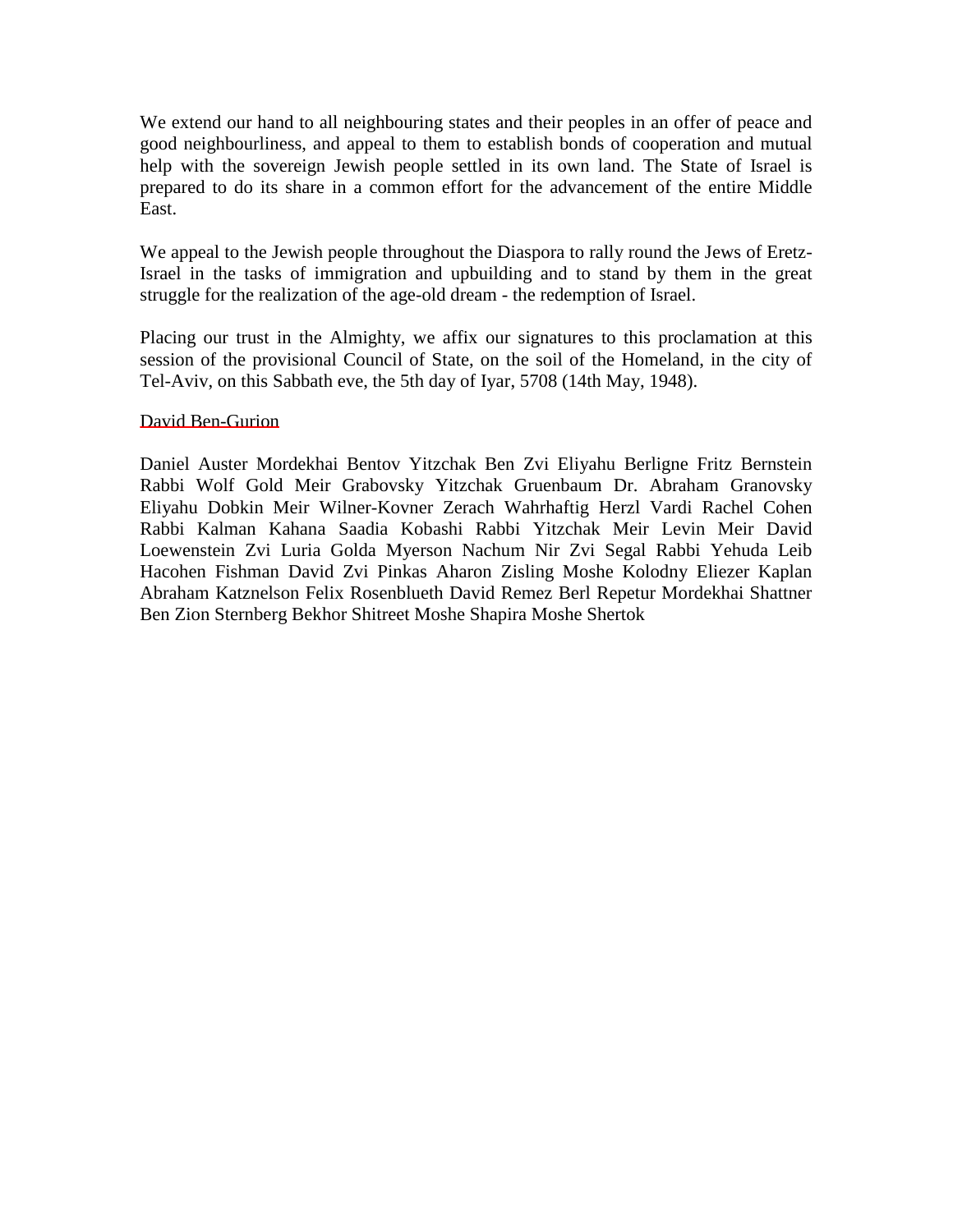We extend our hand to all neighbouring states and their peoples in an offer of peace and good neighbourliness, and appeal to them to establish bonds of cooperation and mutual help with the sovereign Jewish people settled in its own land. The State of Israel is prepared to do its share in a common effort for the advancement of the entire Middle East.

We appeal to the Jewish people throughout the Diaspora to rally round the Jews of Eretz-Israel in the tasks of immigration and upbuilding and to stand by them in the great struggle for the realization of the age-old dream - the redemption of Israel.

Placing our trust in the Almighty, we affix our signatures to this proclamation at this session of the provisional Council of State, on the soil of the Homeland, in the city of Tel-Aviv, on this Sabbath eve, the 5th day of Iyar, 5708 (14th May, 1948).

David Ben-Gurion

Daniel Auster Mordekhai Bentov Yitzchak Ben Zvi Eliyahu Berligne Fritz Bernstein Rabbi Wolf Gold Meir Grabovsky Yitzchak Gruenbaum Dr. Abraham Granovsky Eliyahu Dobkin Meir Wilner-Kovner Zerach Wahrhaftig Herzl Vardi Rachel Cohen Rabbi Kalman Kahana Saadia Kobashi Rabbi Yitzchak Meir Levin Meir David Loewenstein Zvi Luria Golda Myerson Nachum Nir Zvi Segal Rabbi Yehuda Leib Hacohen Fishman David Zvi Pinkas Aharon Zisling Moshe Kolodny Eliezer Kaplan Abraham Katznelson Felix Rosenblueth David Remez Berl Repetur Mordekhai Shattner Ben Zion Sternberg Bekhor Shitreet Moshe Shapira Moshe Shertok